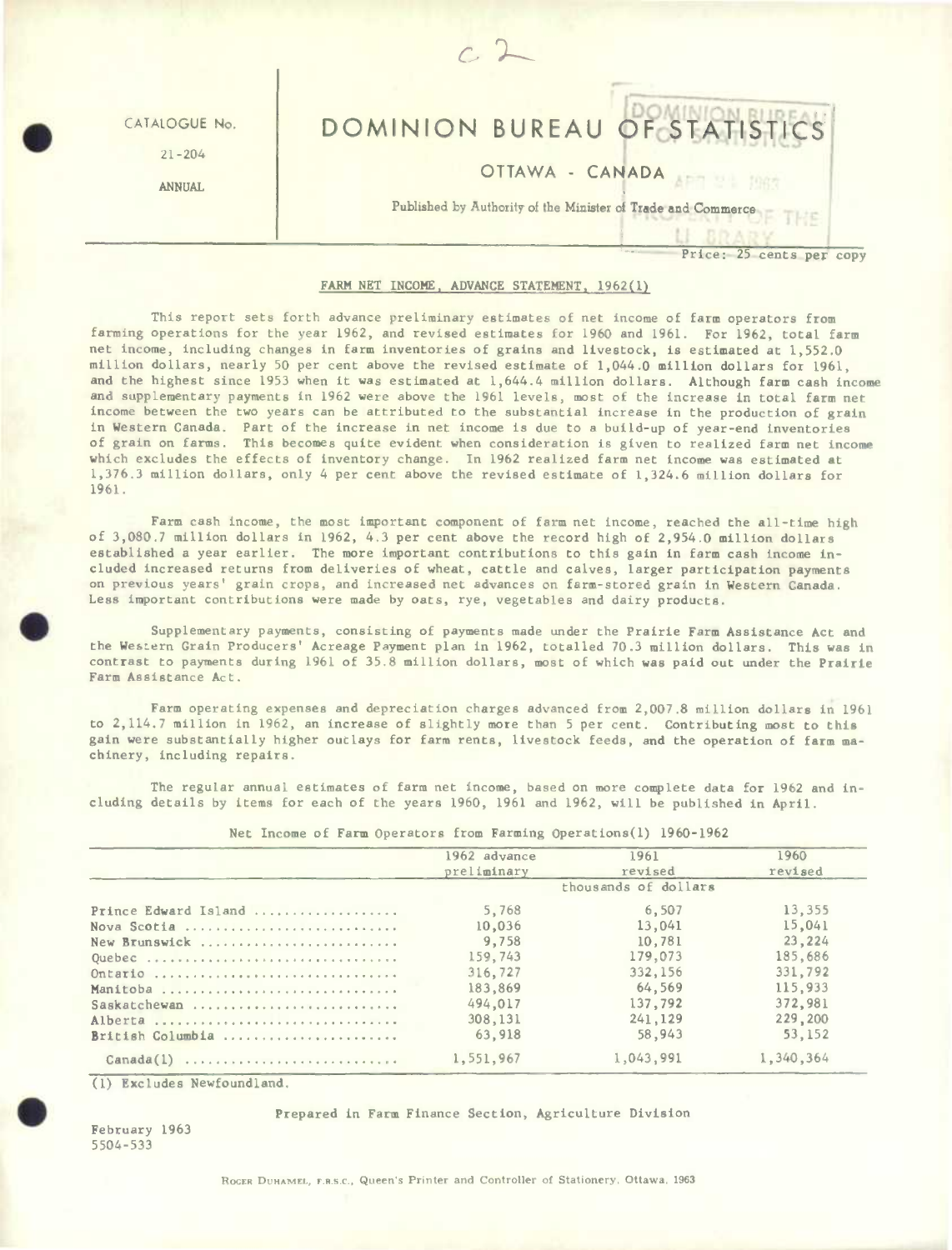CATALOGUE No.

21-204

ANNUAL

# DOMINION BUREAU OF STATISTICS

## OTTAWA - CANADA

Published by Authority of the Minister of Trade and Commerce

Price: 25 cents per copy

### FARM NET INCOME, ADVANCE STATEMENT, 1962(1)

This report sets forth advance preliminary estimates of net income of farm operators from farming operations for the year 1962, and revised estimates for 1960 and 1961. For 1962, total farm net income, including changes in farm inventories of grains and livestock, is estimated at 1,552.0 million dollars, nearly 50 per cent above the revised estimate of 1,044.0 million dollars for 1961, and the highest since 1953 when it was estimated at 1,644.4 million dollars. Although farm cash income and supplementary payments in 1962 were above the 1961 levels, most of the increase in total farm net income between the two years can be attributed to the substantial increase in the production of grain in Western Canada. Part of the increase in net income is due to a build-up of year-end inventories of grain on farms. This becomes quite evident when consideration is given to realized farm net income which excludes the effects of inventory change. In 1962 realized farm net income was estimated at 1,376.3 million dollars, only 4 per cent above the revised estimate of 1,324.6 million dollars for 1961.

Farm cash income, the most important component of farm net income, reached the all-time high of 3,080.7 million dollars in 1962, 4.3 per cent above the record high of 2,954.0 million dollars established a year earlier. The more important contributions to this gain in farm cash income included increased returns from deliveries of wheat, cattle and calves, larger participation payments on previous years' grain crops, and increased net advances on farm-stored grain in Western Canada. Less important contributions were made by oats, rye, vegetables and dairy products.

Supplementary payments, consisting of payments made under the Prairie Farm Assistance Act and the Western Grain Producers' Acreage Payment plan in 1962, totalled 70.3 million dollars. This was in contrast to payments during 1961 of 35.8 million dollars, most of which was paid out under the Prairie Farm Assistance Act.

Farm operating expenses and depreciation charges advanced from 2,007.8 million dollars in 1961 to 2,114.7 million in 1962, an increase of slightly more than 5 per cent. Contributing most to this gain were substantially higher outlays for farm rents, livestock feeds, and the operation of farm machinery, including repairs.

The regular annual estimates of farm net income, based on more complete data for 1962 and including details by items for each of the years 1960, 1961 and 1962, will be published in April.

Net Income of Farm Operators from Farming Operations(1) 1960-1962

| | 1962 advance preliminary | 1961 revised | 1960 revised |
|---|---|---|---|
| | thousands of dollars | | |
| Prince Edward Island | 5,768 | 6,507 | 13,355 |
| Nova Scotia | 10,036 | 13,041 | 15,041 |
| New Brunswick | 9,758 | 10,781 | 23,224 |
| Quebec | 159,743 | 179,073 | 185,686 |
| Ontario | 316,727 | 332,156 | 331,792 |
| Manitoba | 183,869 | 64,569 | 115,933 |
| Saskatchewan | 494,017 | 137,792 | 372,981 |
| Alberta | 308,131 | 241,129 | 229,200 |
| British Columbia | 63,918 | 58,943 | 53,152 |
| Canada(1) | 1,551,967 | 1,043,991 | 1,340,364 |

(1) Excludes Newfoundland.

Prepared in Farm Finance Section, Agriculture Division

February 1963
5504-533

Roger Duhamel, F.R.S.C., Queen's Printer and Controller of Stationery, Ottawa, 1963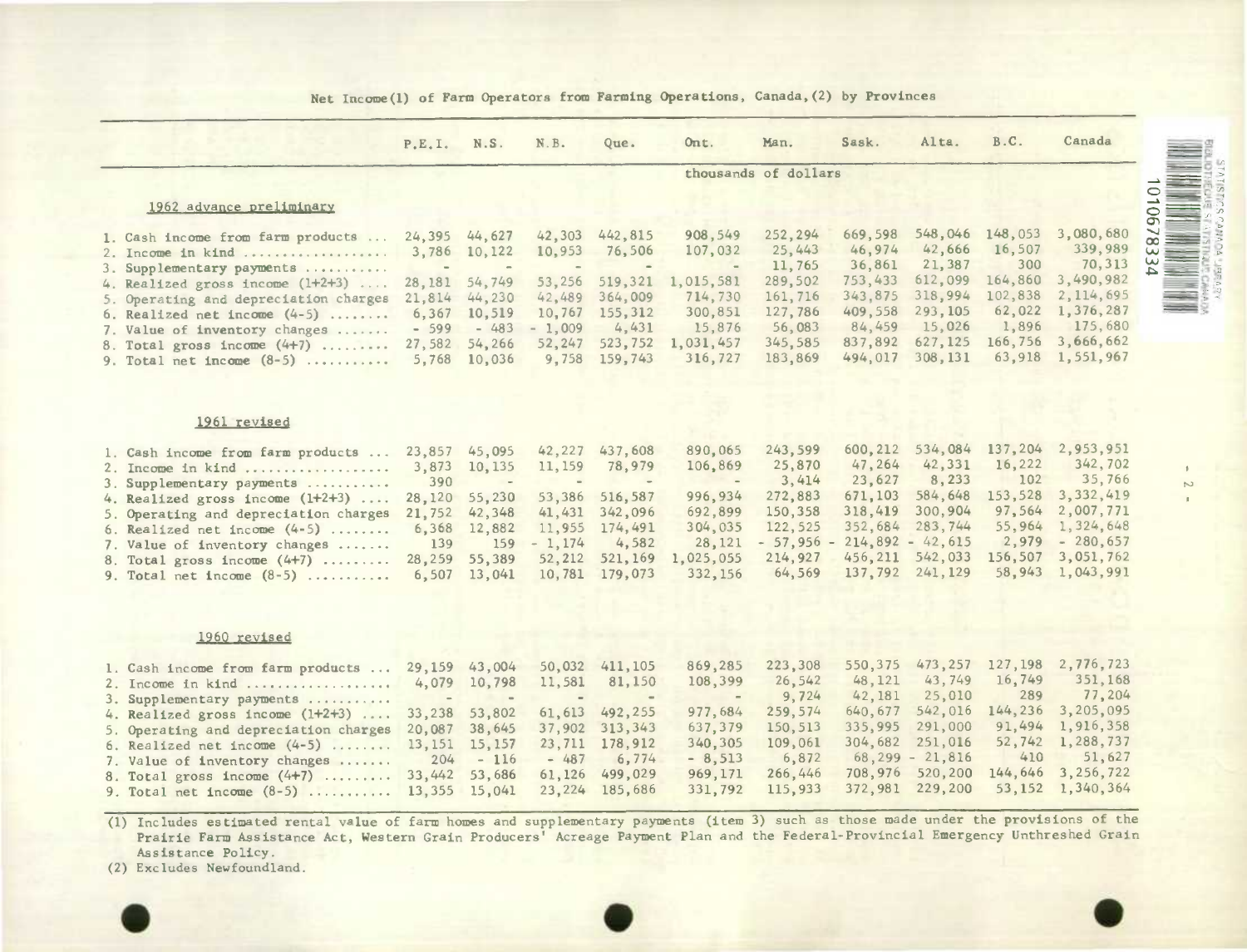Net Income(1) of Farm Operators from Farming Operations, Canada,(2) by Provinces

| | P.E.I. | N.S. | N.B. | Que. | Ont. | Man. | Sask. | Alta. | B.C. | Canada |
|---|---|---|---|---|---|---|---|---|---|---|
| | thousands of dollars | | | | | | | | | |
| **1962 advance preliminary** | | | | | | | | | | |
| 1. Cash income from farm products ... | 24,395 | 44,627 | 42,303 | 442,815 | 908,549 | 252,294 | 669,598 | 548,046 | 148,053 | 3,080,680 |
| 2. Income in kind .................. | 3,786 | 10,122 | 10,953 | 76,506 | 107,032 | 25,443 | 46,974 | 42,666 | 16,507 | 339,989 |
| 3. Supplementary payments .......... | - | - | - | - | - | 11,765 | 36,861 | 21,387 | 300 | 70,313 |
| 4. Realized gross income (1+2+3) .... | 28,181 | 54,749 | 53,256 | 519,321 | 1,015,581 | 289,502 | 753,433 | 612,099 | 164,860 | 3,490,982 |
| 5. Operating and depreciation charges | 21,814 | 44,230 | 42,489 | 364,009 | 714,730 | 161,716 | 343,875 | 318,994 | 102,838 | 2,114,695 |
| 6. Realized net income (4-5) ........ | 6,367 | 10,519 | 10,767 | 155,312 | 300,851 | 127,786 | 409,558 | 293,105 | 62,022 | 1,376,287 |
| 7. Value of inventory changes ....... | - 599 | - 483 | - 1,009 | 4,431 | 15,876 | 56,083 | 84,459 | 15,026 | 1,896 | 175,680 |
| 8. Total gross income (4+7) ......... | 27,582 | 54,266 | 52,247 | 523,752 | 1,031,457 | 345,585 | 837,892 | 627,125 | 166,756 | 3,666,662 |
| 9. Total net income (8-5) ........... | 5,768 | 10,036 | 9,758 | 159,743 | 316,727 | 183,869 | 494,017 | 308,131 | 63,918 | 1,551,967 |
| **1961 revised** | | | | | | | | | | |
| 1. Cash income from farm products ... | 23,857 | 45,095 | 42,227 | 437,608 | 890,065 | 243,599 | 600,212 | 534,084 | 137,204 | 2,953,951 |
| 2. Income in kind .................. | 3,873 | 10,135 | 11,159 | 78,979 | 106,869 | 25,870 | 47,264 | 42,331 | 16,222 | 342,702 |
| 3. Supplementary payments .......... | 390 | - | - | - | - | 3,414 | 23,627 | 8,233 | 102 | 35,766 |
| 4. Realized gross income (1+2+3) .... | 28,120 | 55,230 | 53,386 | 516,587 | 996,934 | 272,883 | 671,103 | 584,648 | 153,528 | 3,332,419 |
| 5. Operating and depreciation charges | 21,752 | 42,348 | 41,431 | 342,096 | 692,899 | 150,358 | 318,419 | 300,904 | 97,564 | 2,007,771 |
| 6. Realized net income (4-5) ........ | 6,368 | 12,882 | 11,955 | 174,491 | 304,035 | 122,525 | 352,684 | 283,744 | 55,964 | 1,324,648 |
| 7. Value of inventory changes ....... | 139 | 159 | - 1,174 | 4,582 | 28,121 | - 57,956 | - 214,892 | - 42,615 | 2,979 | - 280,657 |
| 8. Total gross income (4+7) ......... | 28,259 | 55,389 | 52,212 | 521,169 | 1,025,055 | 214,927 | 456,211 | 542,033 | 156,507 | 3,051,762 |
| 9. Total net income (8-5) ........... | 6,507 | 13,041 | 10,781 | 179,073 | 332,156 | 64,569 | 137,792 | 241,129 | 58,943 | 1,043,991 |
| **1960 revised** | | | | | | | | | | |
| 1. Cash income from farm products ... | 29,159 | 43,004 | 50,032 | 411,105 | 869,285 | 223,308 | 550,375 | 473,257 | 127,198 | 2,776,723 |
| 2. Income in kind .................. | 4,079 | 10,798 | 11,581 | 81,150 | 108,399 | 26,542 | 48,121 | 43,749 | 16,749 | 351,168 |
| 3. Supplementary payments .......... | - | - | - | - | - | 9,724 | 42,181 | 25,010 | 289 | 77,204 |
| 4. Realized gross income (1+2+3) .... | 33,238 | 53,802 | 61,613 | 492,255 | 977,684 | 259,574 | 640,677 | 542,016 | 144,236 | 3,205,095 |
| 5. Operating and depreciation charges | 20,087 | 38,645 | 37,902 | 313,343 | 637,379 | 150,513 | 335,995 | 291,000 | 91,494 | 1,916,358 |
| 6. Realized net income (4-5) ........ | 13,151 | 15,157 | 23,711 | 178,912 | 340,305 | 109,061 | 304,682 | 251,016 | 52,742 | 1,288,737 |
| 7. Value of inventory changes ....... | 204 | - 116 | - 487 | 6,774 | - 8,513 | 6,872 | 68,299 | - 21,816 | 410 | 51,627 |
| 8. Total gross income (4+7) ......... | 33,442 | 53,686 | 61,126 | 499,029 | 969,171 | 266,446 | 708,976 | 520,200 | 144,646 | 3,256,722 |
| 9. Total net income (8-5) ........... | 13,355 | 15,041 | 23,224 | 185,686 | 331,792 | 115,933 | 372,981 | 229,200 | 53,152 | 1,340,364 |

(1) Includes estimated rental value of farm homes and supplementary payments (item 3) such as those made under the provisions of the Prairie Farm Assistance Act, Western Grain Producers' Acreage Payment Plan and the Federal-Provincial Emergency Unthreshed Grain Assistance Policy.

(2) Excludes Newfoundland.